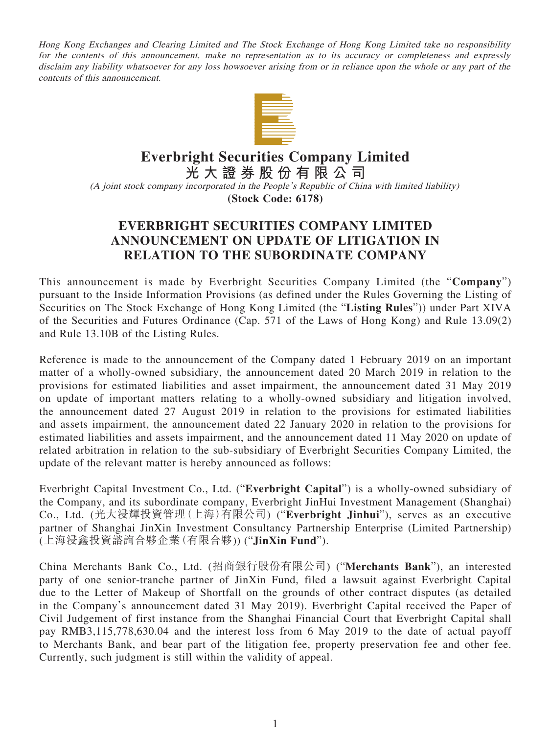*Hong Kong Exchanges and Clearing Limited and The Stock Exchange of Hong Kong Limited take no responsibility for the contents of this announcement, make no representation as to its accuracy or completeness and expressly disclaim any liability whatsoever for any loss howsoever arising from or in reliance upon the whole or any part of the contents of this announcement.*

# Everbright Securities Company Limited

**光大證券股份有限公司**

*(A joint stock company incorporated in the People's Republic of China with limited liability)*

**(Stock Code: 6178)**

## EVERBRIGHT SECURITIES COMPANY LIMITED ANNOUNCEMENT ON UPDATE OF LITIGATION IN RELATION TO THE SUBORDINATE COMPANY

This announcement is made by Everbright Securities Company Limited (the "**Company**") pursuant to the Inside Information Provisions (as defined under the Rules Governing the Listing of Securities on The Stock Exchange of Hong Kong Limited (the "**Listing Rules**")) under Part XIVA of the Securities and Futures Ordinance (Cap. 571 of the Laws of Hong Kong) and Rule 13.09(2) and Rule 13.10B of the Listing Rules.

Reference is made to the announcement of the Company dated 1 February 2019 on an important matter of a wholly-owned subsidiary, the announcement dated 20 March 2019 in relation to the provisions for estimated liabilities and asset impairment, the announcement dated 31 May 2019 on update of important matters relating to a wholly-owned subsidiary and litigation involved, the announcement dated 27 August 2019 in relation to the provisions for estimated liabilities and assets impairment, the announcement dated 22 January 2020 in relation to the provisions for estimated liabilities and assets impairment, and the announcement dated 11 May 2020 on update of related arbitration in relation to the sub-subsidiary of Everbright Securities Company Limited, the update of the relevant matter is hereby announced as follows:

Everbright Capital Investment Co., Ltd. ("**Everbright Capital**") is a wholly-owned subsidiary of the Company, and its subordinate company, Everbright JinHui Investment Management (Shanghai) Co., Ltd. (光大浸輝投資管理(上海)有限公司) ("**Everbright Jinhui**"), serves as an executive partner of Shanghai JinXin Investment Consultancy Partnership Enterprise (Limited Partnership) (上海浸鑫投資諮詢合夥企業(有限合夥)) ("**JinXin Fund**").

China Merchants Bank Co., Ltd. (招商銀行股份有限公司) ("**Merchants Bank**"), an interested party of one senior-tranche partner of JinXin Fund, filed a lawsuit against Everbright Capital due to the Letter of Makeup of Shortfall on the grounds of other contract disputes (as detailed in the Company's announcement dated 31 May 2019). Everbright Capital received the Paper of Civil Judgement of first instance from the Shanghai Financial Court that Everbright Capital shall pay RMB3,115,778,630.04 and the interest loss from 6 May 2019 to the date of actual payoff to Merchants Bank, and bear part of the litigation fee, property preservation fee and other fee. Currently, such judgment is still within the validity of appeal.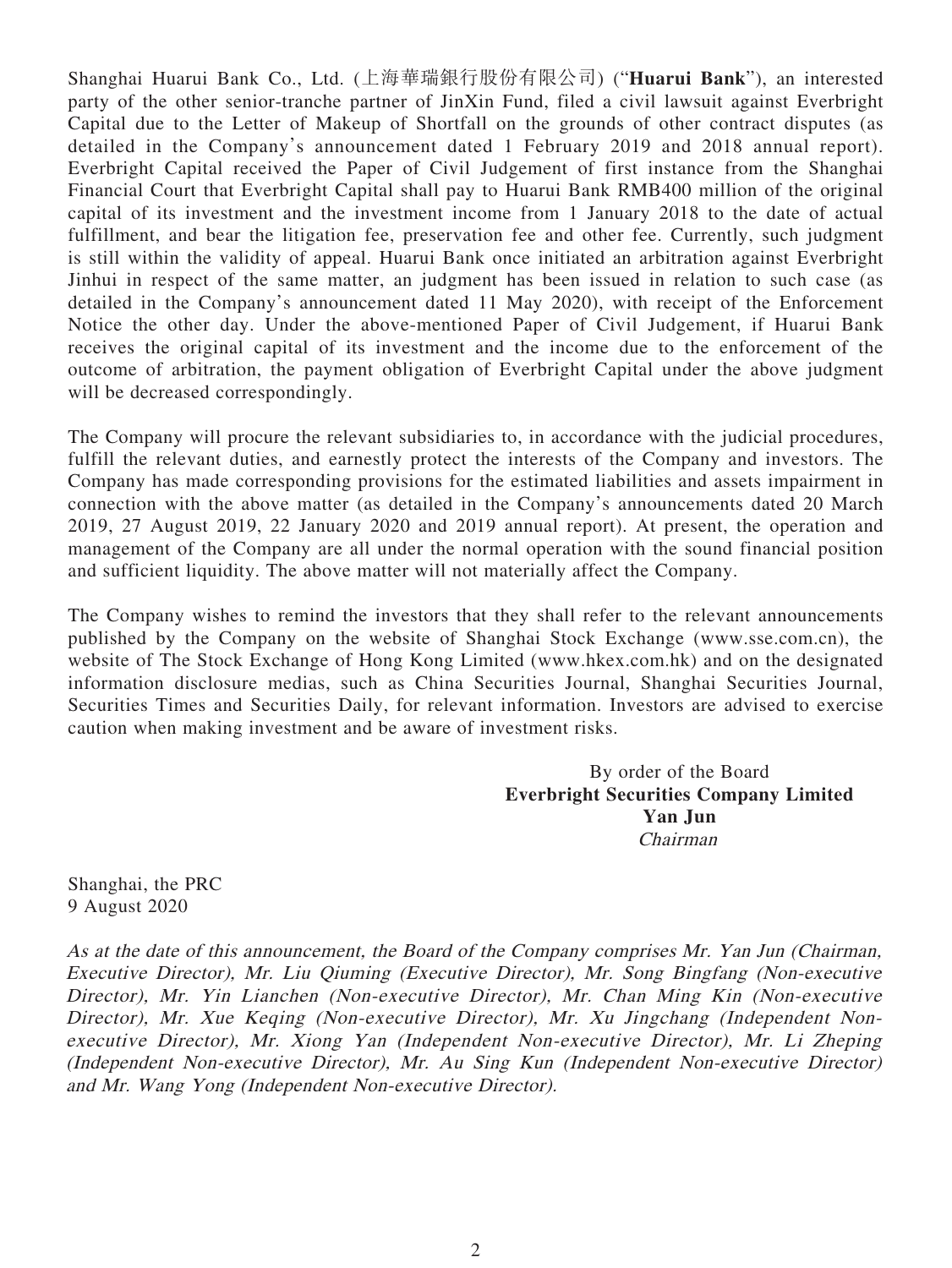Shanghai Huarui Bank Co., Ltd. (上海華瑞銀行股份有限公司) ("**Huarui Bank**"), an interested party of the other senior-tranche partner of JinXin Fund, filed a civil lawsuit against Everbright Capital due to the Letter of Makeup of Shortfall on the grounds of other contract disputes (as detailed in the Company's announcement dated 1 February 2019 and 2018 annual report). Everbright Capital received the Paper of Civil Judgement of first instance from the Shanghai Financial Court that Everbright Capital shall pay to Huarui Bank RMB400 million of the original capital of its investment and the investment income from 1 January 2018 to the date of actual fulfillment, and bear the litigation fee, preservation fee and other fee. Currently, such judgment is still within the validity of appeal. Huarui Bank once initiated an arbitration against Everbright Jinhui in respect of the same matter, an judgment has been issued in relation to such case (as detailed in the Company's announcement dated 11 May 2020), with receipt of the Enforcement Notice the other day. Under the above-mentioned Paper of Civil Judgement, if Huarui Bank receives the original capital of its investment and the income due to the enforcement of the outcome of arbitration, the payment obligation of Everbright Capital under the above judgment will be decreased correspondingly.

The Company will procure the relevant subsidiaries to, in accordance with the judicial procedures, fulfill the relevant duties, and earnestly protect the interests of the Company and investors. The Company has made corresponding provisions for the estimated liabilities and assets impairment in connection with the above matter (as detailed in the Company's announcements dated 20 March 2019, 27 August 2019, 22 January 2020 and 2019 annual report). At present, the operation and management of the Company are all under the normal operation with the sound financial position and sufficient liquidity. The above matter will not materially affect the Company.

The Company wishes to remind the investors that they shall refer to the relevant announcements published by the Company on the website of Shanghai Stock Exchange (www.sse.com.cn), the website of The Stock Exchange of Hong Kong Limited (www.hkex.com.hk) and on the designated information disclosure medias, such as China Securities Journal, Shanghai Securities Journal, Securities Times and Securities Daily, for relevant information. Investors are advised to exercise caution when making investment and be aware of investment risks.

By order of the Board
**Everbright Securities Company Limited**
**Yan Jun**
*Chairman*

Shanghai, the PRC
9 August 2020

*As at the date of this announcement, the Board of the Company comprises Mr. Yan Jun (Chairman, Executive Director), Mr. Liu Qiuming (Executive Director), Mr. Song Bingfang (Non-executive Director), Mr. Yin Lianchen (Non-executive Director), Mr. Chan Ming Kin (Non-executive Director), Mr. Xue Keqing (Non-executive Director), Mr. Xu Jingchang (Independent Non-executive Director), Mr. Xiong Yan (Independent Non-executive Director), Mr. Li Zheping (Independent Non-executive Director), Mr. Au Sing Kun (Independent Non-executive Director) and Mr. Wang Yong (Independent Non-executive Director).*